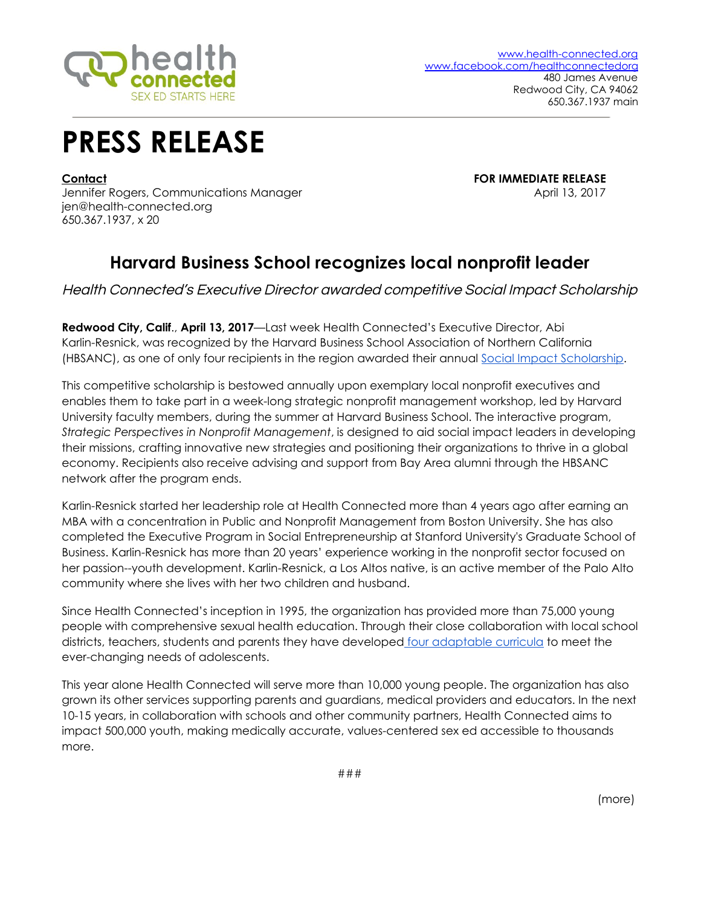health connected
SEX ED STARTS HERE

www.health-connected.org
www.facebook.com/healthconnectedorg
480 James Avenue
Redwood City, CA 94062
650.367.1937 main

# PRESS RELEASE

**Contact**
Jennifer Rogers, Communications Manager
jen@health-connected.org
650.367.1937, x 20

**FOR IMMEDIATE RELEASE**
April 13, 2017

## Harvard Business School recognizes local nonprofit leader

*Health Connected's Executive Director awarded competitive Social Impact Scholarship*

**Redwood City, Calif**., **April 13, 2017**—Last week Health Connected's Executive Director, Abi Karlin-Resnick, was recognized by the Harvard Business School Association of Northern California (HBSANC), as one of only four recipients in the region awarded their annual Social Impact Scholarship.

This competitive scholarship is bestowed annually upon exemplary local nonprofit executives and enables them to take part in a week-long strategic nonprofit management workshop, led by Harvard University faculty members, during the summer at Harvard Business School. The interactive program, *Strategic Perspectives in Nonprofit Management*, is designed to aid social impact leaders in developing their missions, crafting innovative new strategies and positioning their organizations to thrive in a global economy. Recipients also receive advising and support from Bay Area alumni through the HBSANC network after the program ends.

Karlin-Resnick started her leadership role at Health Connected more than 4 years ago after earning an MBA with a concentration in Public and Nonprofit Management from Boston University. She has also completed the Executive Program in Social Entrepreneurship at Stanford University's Graduate School of Business. Karlin-Resnick has more than 20 years' experience working in the nonprofit sector focused on her passion--youth development. Karlin-Resnick, a Los Altos native, is an active member of the Palo Alto community where she lives with her two children and husband.

Since Health Connected's inception in 1995, the organization has provided more than 75,000 young people with comprehensive sexual health education. Through their close collaboration with local school districts, teachers, students and parents they have developed four adaptable curricula to meet the ever-changing needs of adolescents.

This year alone Health Connected will serve more than 10,000 young people. The organization has also grown its other services supporting parents and guardians, medical providers and educators. In the next 10-15 years, in collaboration with schools and other community partners, Health Connected aims to impact 500,000 youth, making medically accurate, values-centered sex ed accessible to thousands more.

###

(more)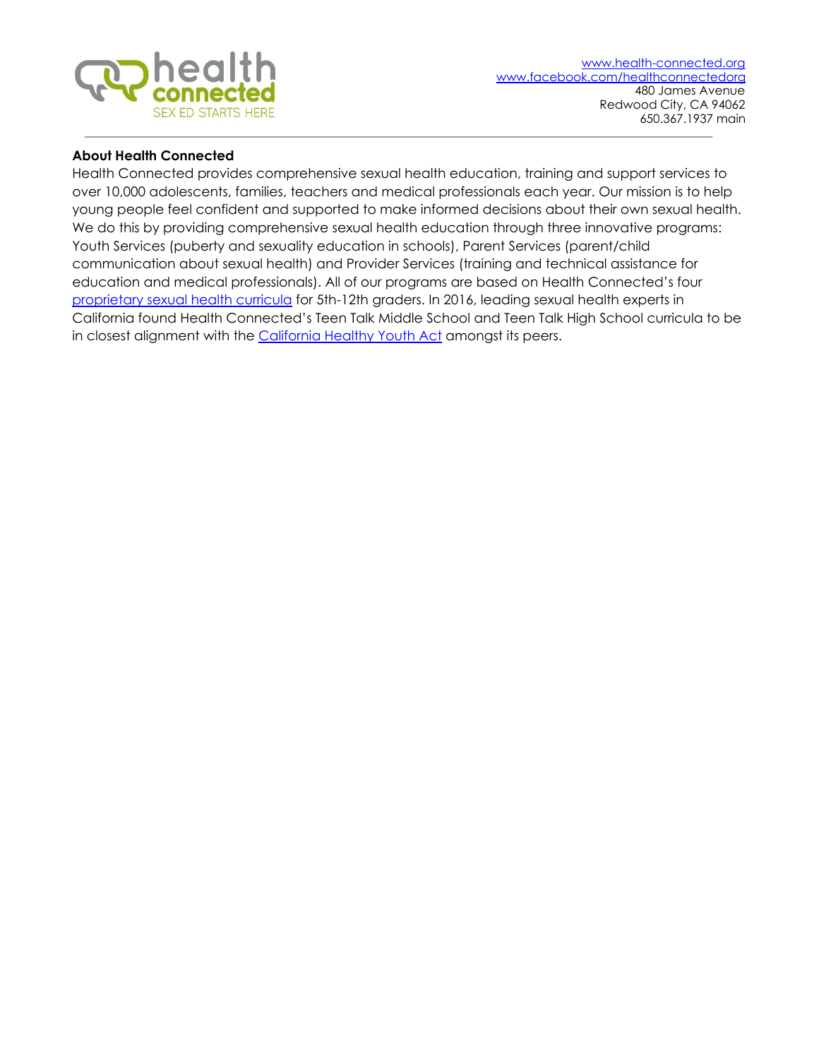www.health-connected.org
www.facebook.com/healthconnectedorg
480 James Avenue
Redwood City, CA 94062
650.367.1937 main

**About Health Connected**

Health Connected provides comprehensive sexual health education, training and support services to over 10,000 adolescents, families, teachers and medical professionals each year. Our mission is to help young people feel confident and supported to make informed decisions about their own sexual health. We do this by providing comprehensive sexual health education through three innovative programs: Youth Services (puberty and sexuality education in schools), Parent Services (parent/child communication about sexual health) and Provider Services (training and technical assistance for education and medical professionals). All of our programs are based on Health Connected's four proprietary sexual health curricula for 5th-12th graders. In 2016, leading sexual health experts in California found Health Connected's Teen Talk Middle School and Teen Talk High School curricula to be in closest alignment with the California Healthy Youth Act amongst its peers.